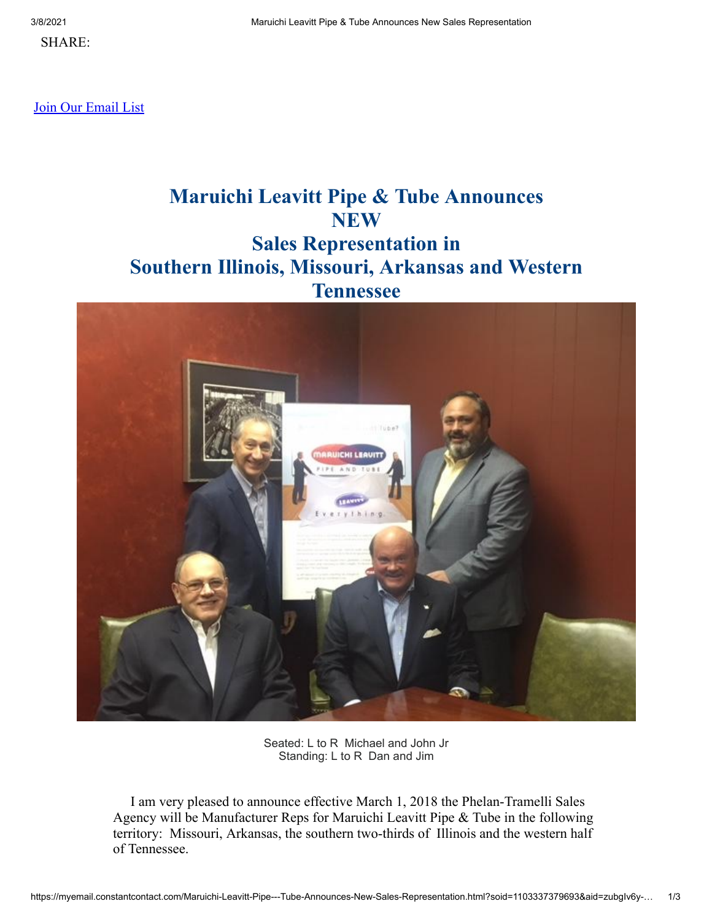SHARE:

Join Our Email List

# Maruichi Leavitt Pipe & Tube Announces NEW Sales Representation in Southern Illinois, Missouri, Arkansas and Western Tennessee

Seated: L to R Michael and John Jr
Standing: L to R Dan and Jim

I am very pleased to announce effective March 1, 2018 the Phelan-Tramelli Sales Agency will be Manufacturer Reps for Maruichi Leavitt Pipe & Tube in the following territory: Missouri, Arkansas, the southern two-thirds of Illinois and the western half of Tennessee.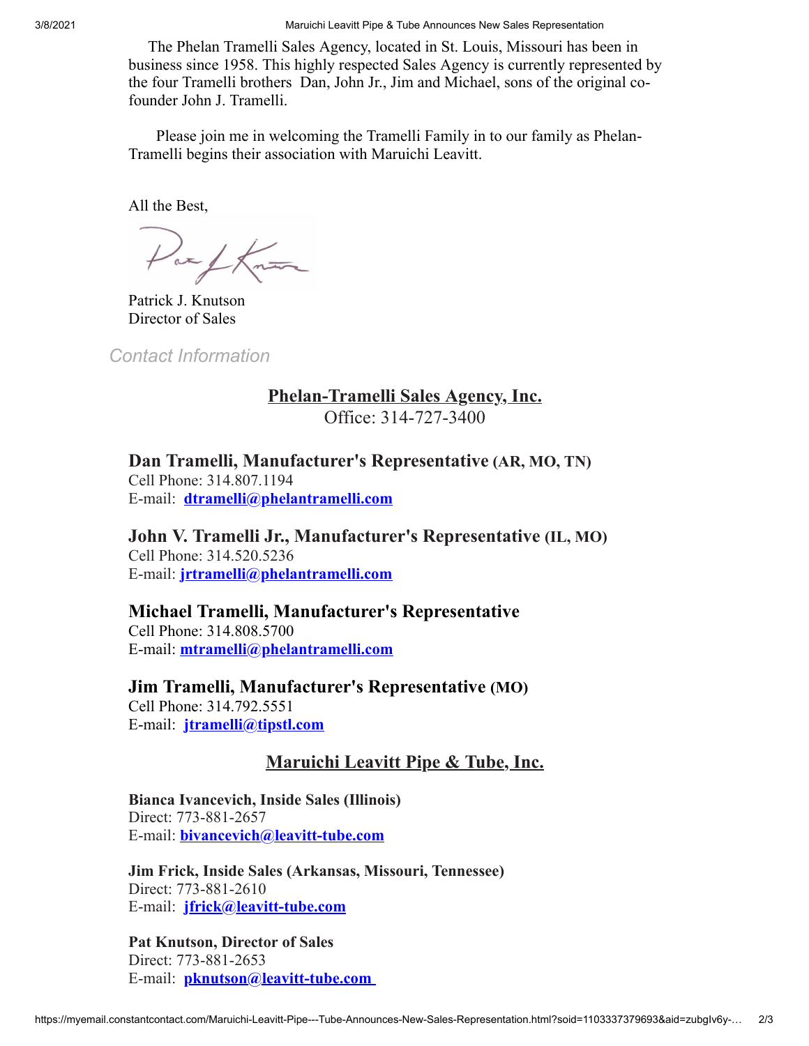The Phelan Tramelli Sales Agency, located in St. Louis, Missouri has been in business since 1958. This highly respected Sales Agency is currently represented by the four Tramelli brothers Dan, John Jr., Jim and Michael, sons of the original co-founder John J. Tramelli.

Please join me in welcoming the Tramelli Family in to our family as Phelan-Tramelli begins their association with Maruichi Leavitt.

All the Best,

Patrick J. Knutson
Director of Sales

*Contact Information*

## Phelan-Tramelli Sales Agency, Inc.

Office: 314-727-3400

**Dan Tramelli, Manufacturer's Representative (AR, MO, TN)**
Cell Phone: 314.807.1194
E-mail: **dtramelli@phelantramelli.com**

**John V. Tramelli Jr., Manufacturer's Representative (IL, MO)**
Cell Phone: 314.520.5236
E-mail: **jrtramelli@phelantramelli.com**

**Michael Tramelli, Manufacturer's Representative**
Cell Phone: 314.808.5700
E-mail: **mtramelli@phelantramelli.com**

**Jim Tramelli, Manufacturer's Representative (MO)**
Cell Phone: 314.792.5551
E-mail: **jtramelli@tipstl.com**

## Maruichi Leavitt Pipe & Tube, Inc.

**Bianca Ivancevich, Inside Sales (Illinois)**
Direct: 773-881-2657
E-mail: **bivancevich@leavitt-tube.com**

**Jim Frick, Inside Sales (Arkansas, Missouri, Tennessee)**
Direct: 773-881-2610
E-mail: **jfrick@leavitt-tube.com**

**Pat Knutson, Director of Sales**
Direct: 773-881-2653
E-mail: **pknutson@leavitt-tube.com**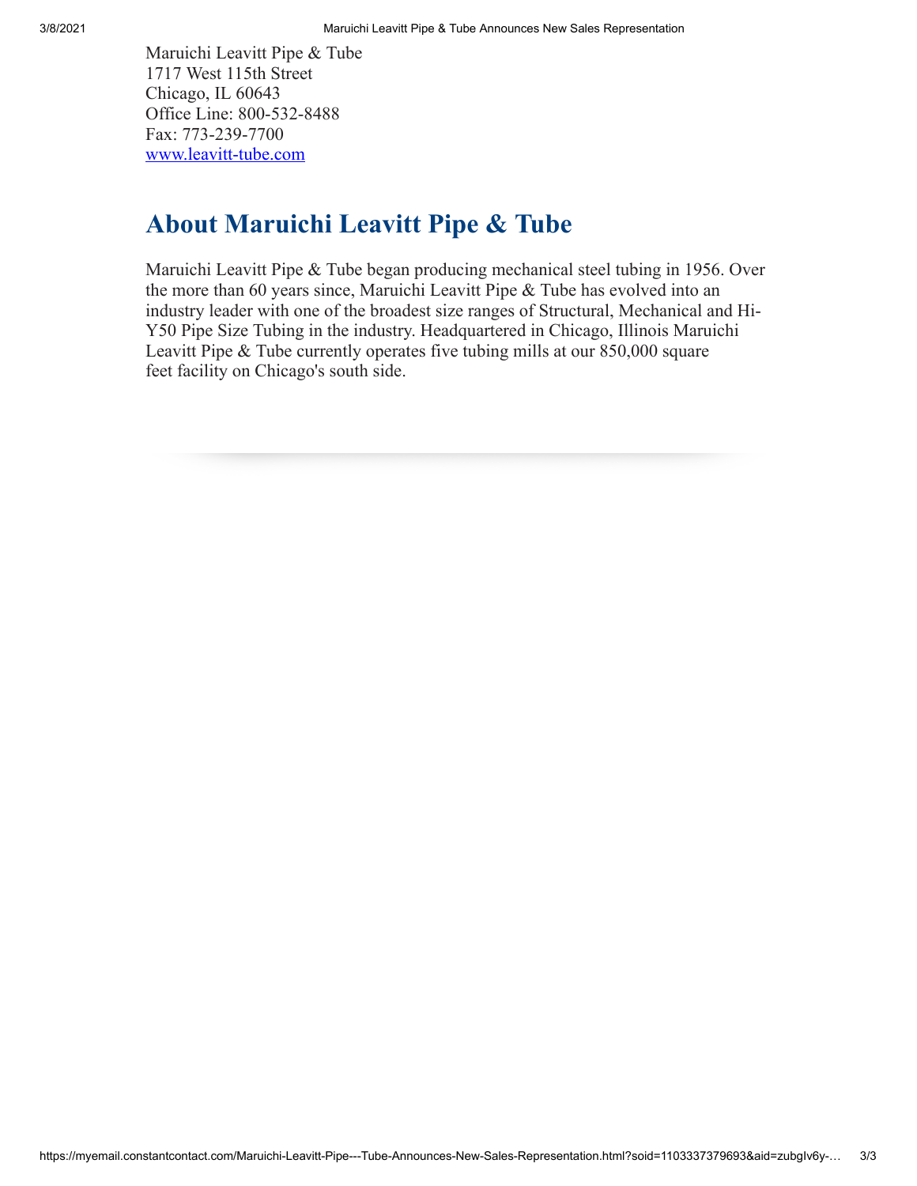Maruichi Leavitt Pipe & Tube
1717 West 115th Street
Chicago, IL 60643
Office Line: 800-532-8488
Fax: 773-239-7700
[www.leavitt-tube.com](http://www.leavitt-tube.com)

## About Maruichi Leavitt Pipe & Tube

Maruichi Leavitt Pipe & Tube began producing mechanical steel tubing in 1956. Over the more than 60 years since, Maruichi Leavitt Pipe & Tube has evolved into an industry leader with one of the broadest size ranges of Structural, Mechanical and Hi-Y50 Pipe Size Tubing in the industry. Headquartered in Chicago, Illinois Maruichi Leavitt Pipe & Tube currently operates five tubing mills at our 850,000 square feet facility on Chicago's south side.